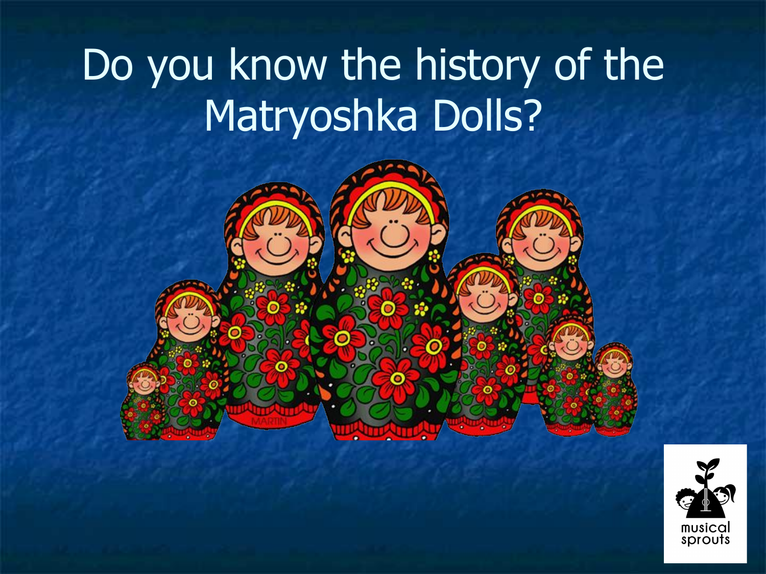# Do you know the history of the Matryoshka Dolls?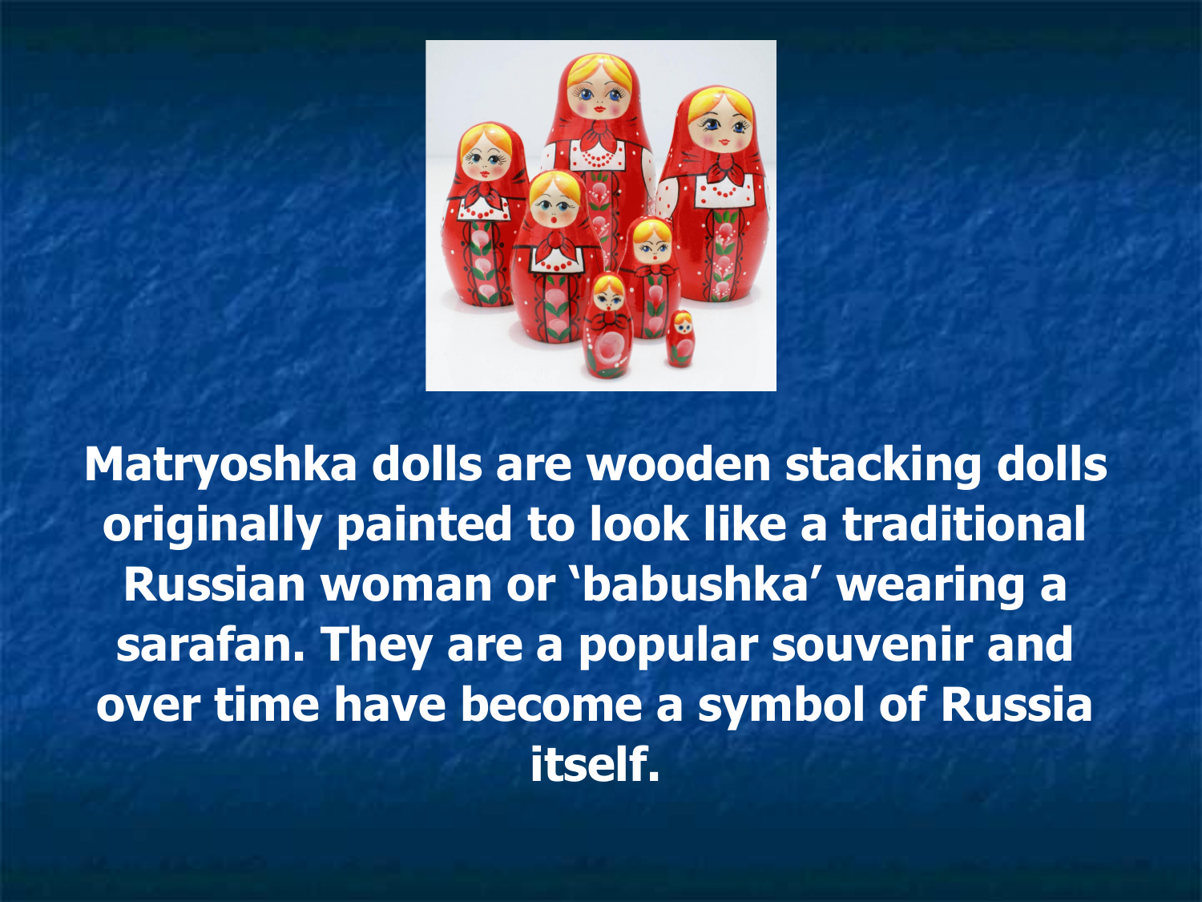**Matryoshka dolls are wooden stacking dolls originally painted to look like a traditional Russian woman or 'babushka' wearing a sarafan. They are a popular souvenir and over time have become a symbol of Russia itself.**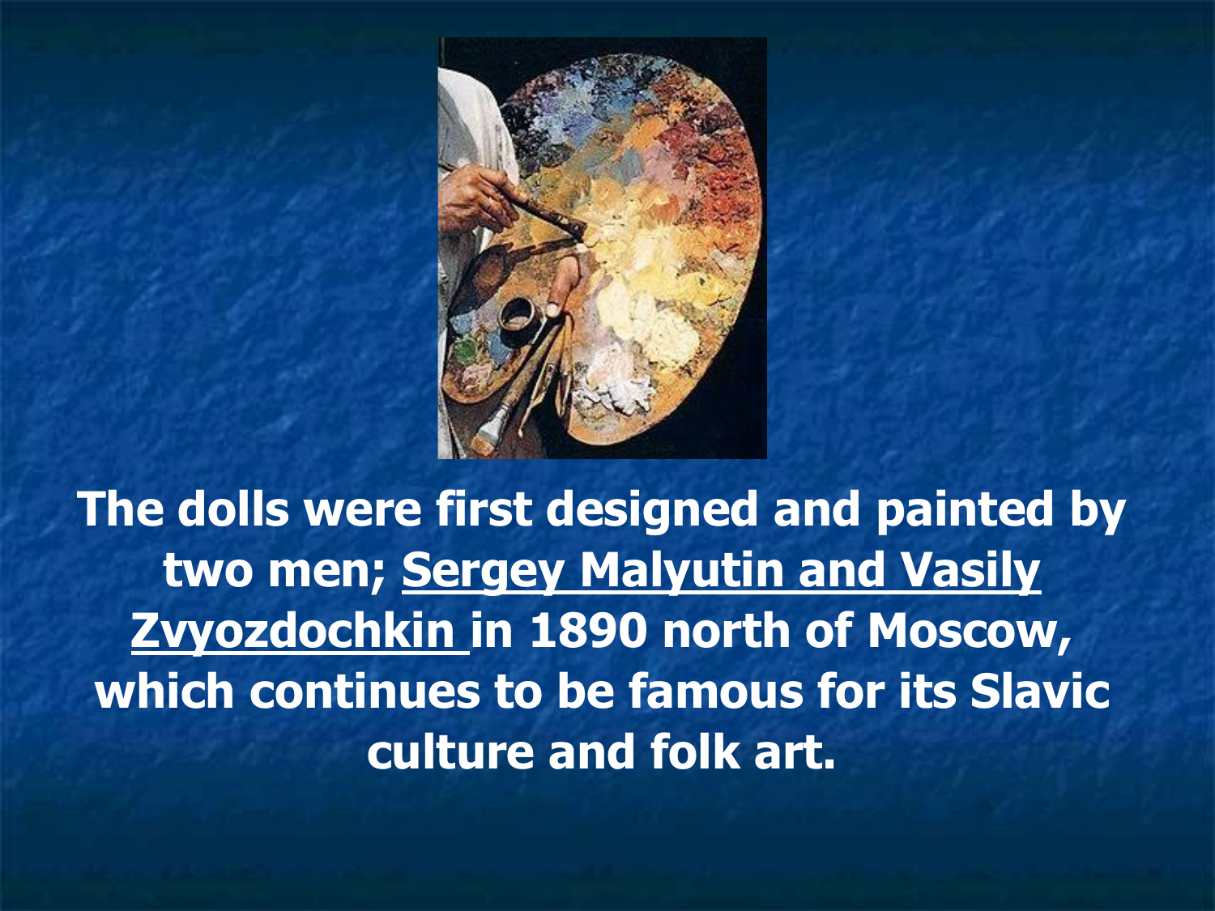**The dolls were first designed and painted by two men; Sergey Malyutin and Vasily Zvyozdochkin in 1890 north of Moscow, which continues to be famous for its Slavic culture and folk art.**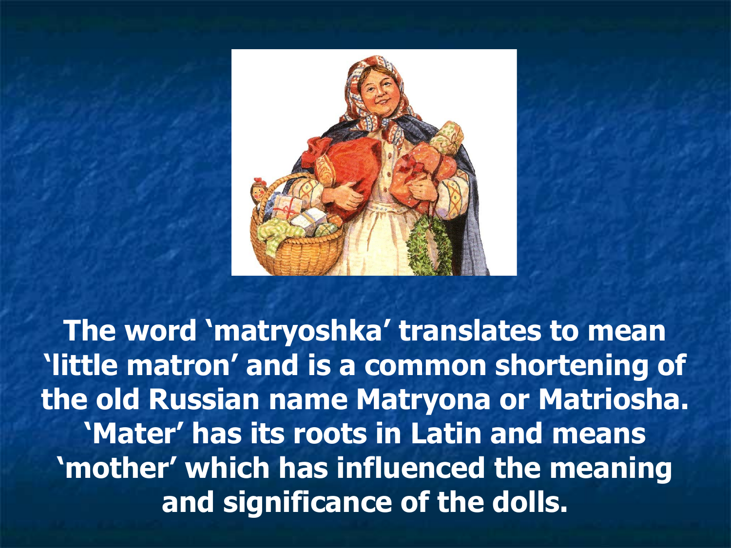**The word 'matryoshka' translates to mean 'little matron' and is a common shortening of the old Russian name Matryona or Matriosha. 'Mater' has its roots in Latin and means 'mother' which has influenced the meaning and significance of the dolls.**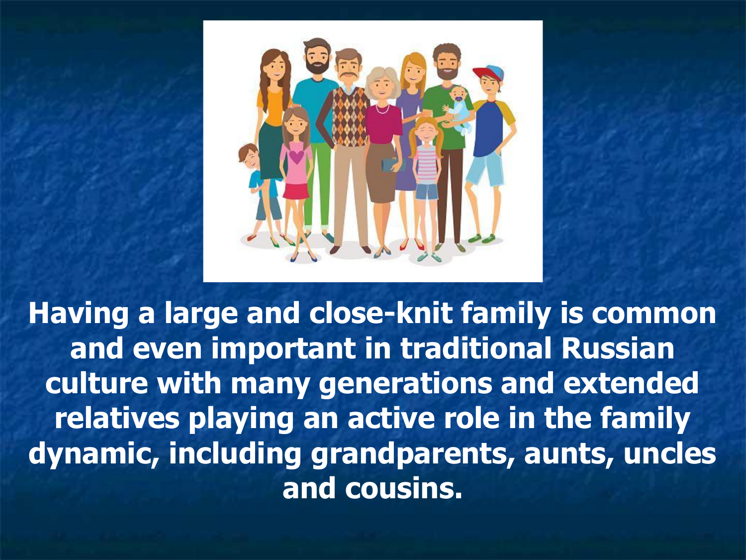**Having a large and close-knit family is common and even important in traditional Russian culture with many generations and extended relatives playing an active role in the family dynamic, including grandparents, aunts, uncles and cousins.**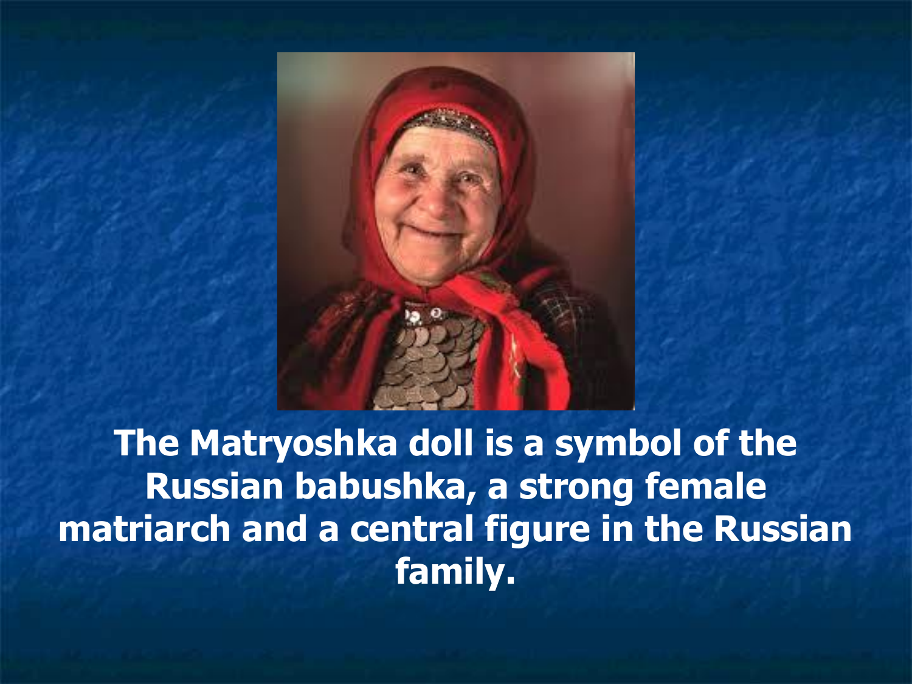**The Matryoshka doll is a symbol of the Russian babushka, a strong female matriarch and a central figure in the Russian family.**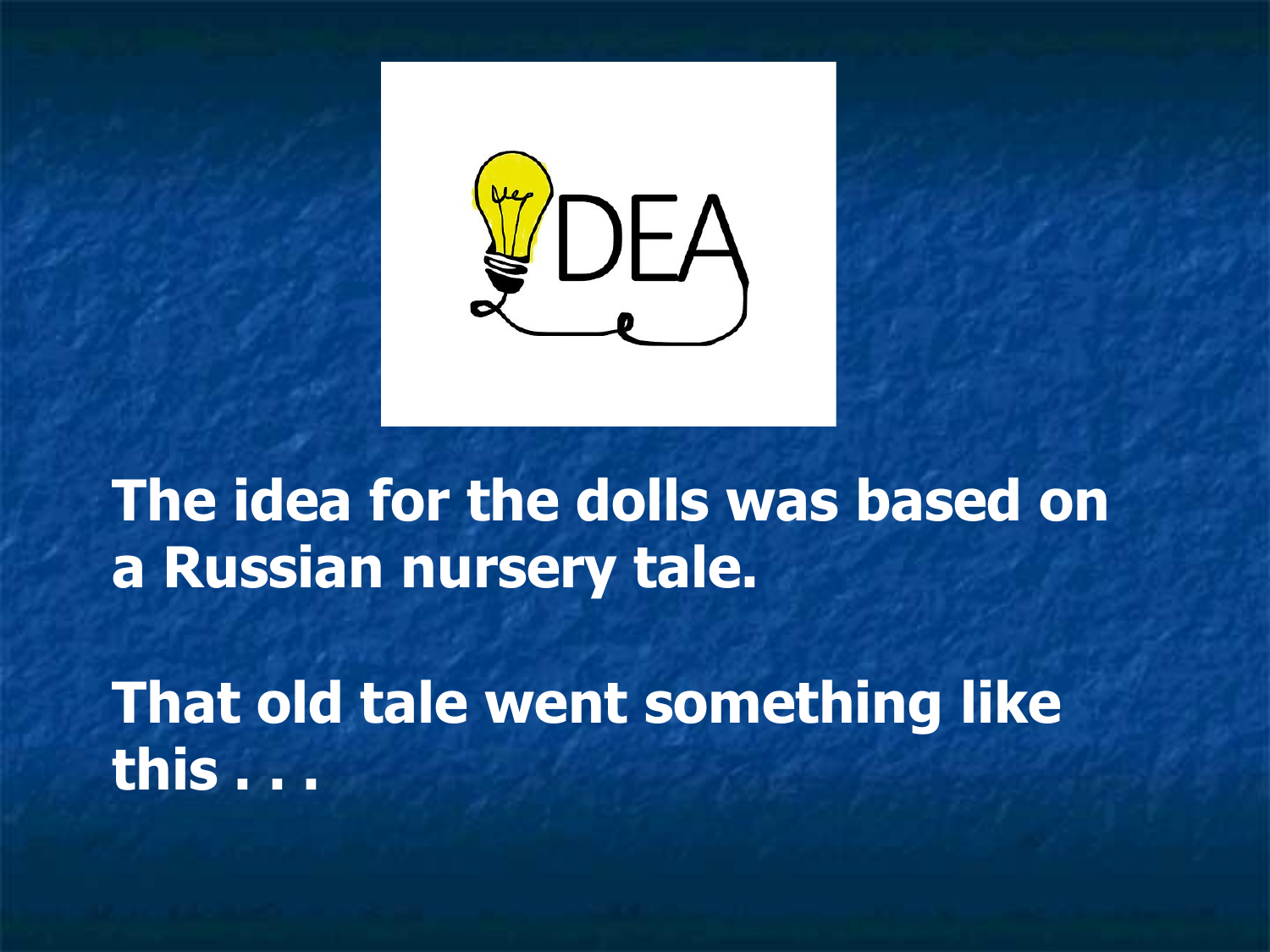The idea for the dolls was based on a Russian nursery tale.

That old tale went something like this . . .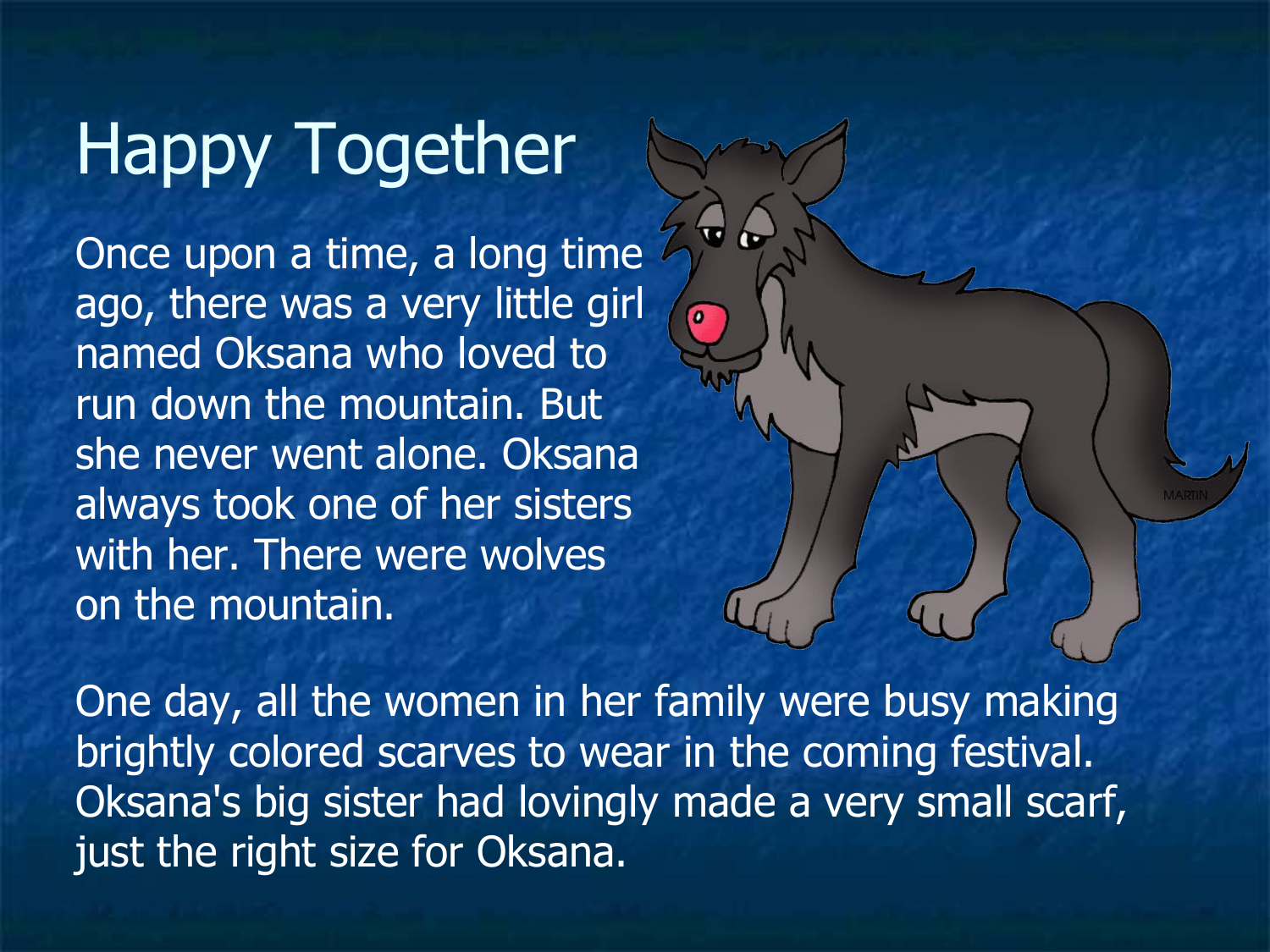# Happy Together

Once upon a time, a long time ago, there was a very little girl named Oksana who loved to run down the mountain. But she never went alone. Oksana always took one of her sisters with her. There were wolves on the mountain.

One day, all the women in her family were busy making brightly colored scarves to wear in the coming festival. Oksana's big sister had lovingly made a very small scarf, just the right size for Oksana.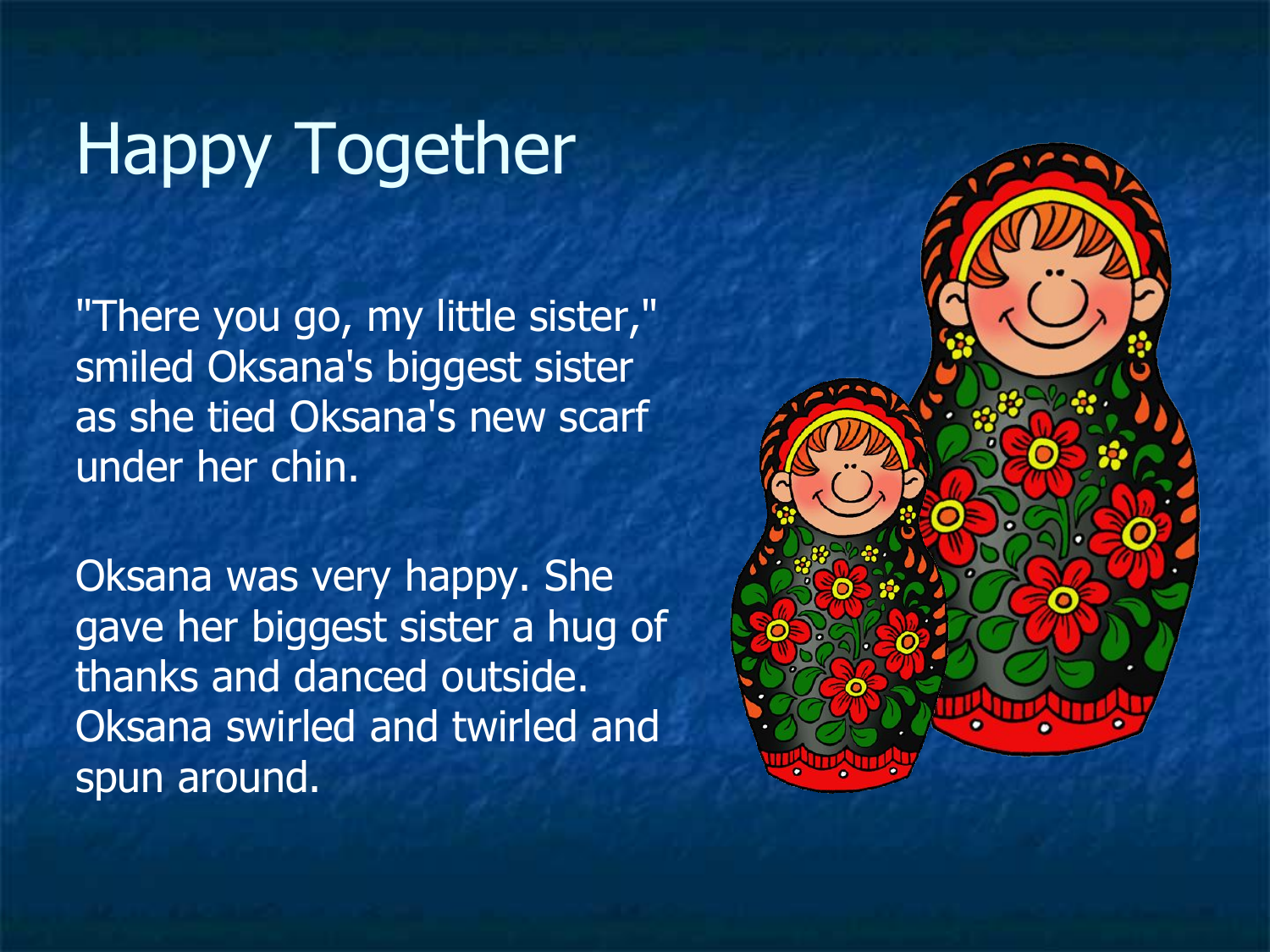# Happy Together

"There you go, my little sister," smiled Oksana's biggest sister as she tied Oksana's new scarf under her chin.

Oksana was very happy. She gave her biggest sister a hug of thanks and danced outside. Oksana swirled and twirled and spun around.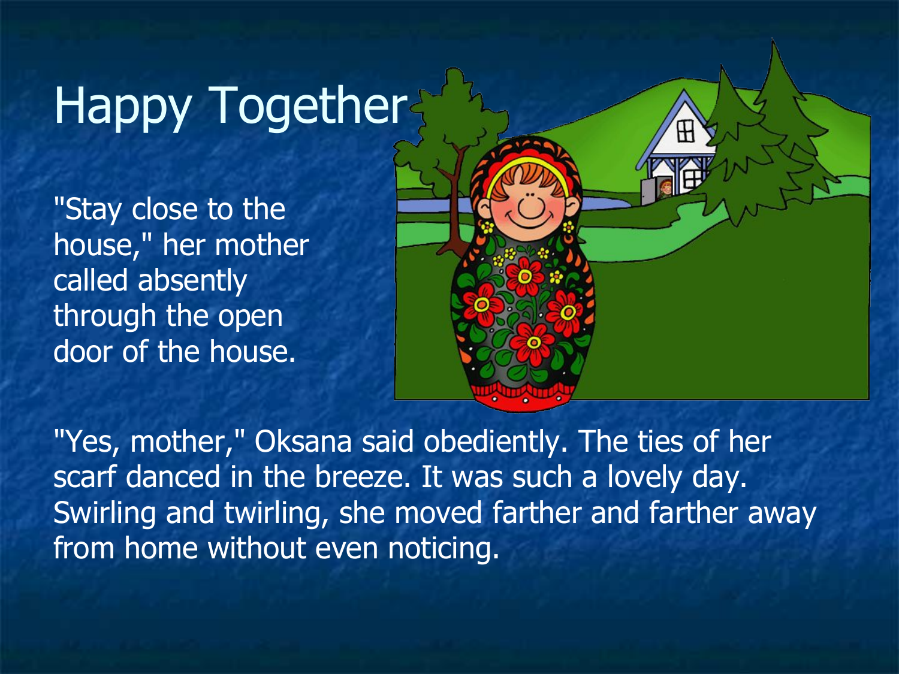# Happy Together

"Stay close to the house," her mother called absently through the open door of the house.

"Yes, mother," Oksana said obediently. The ties of her scarf danced in the breeze. It was such a lovely day. Swirling and twirling, she moved farther and farther away from home without even noticing.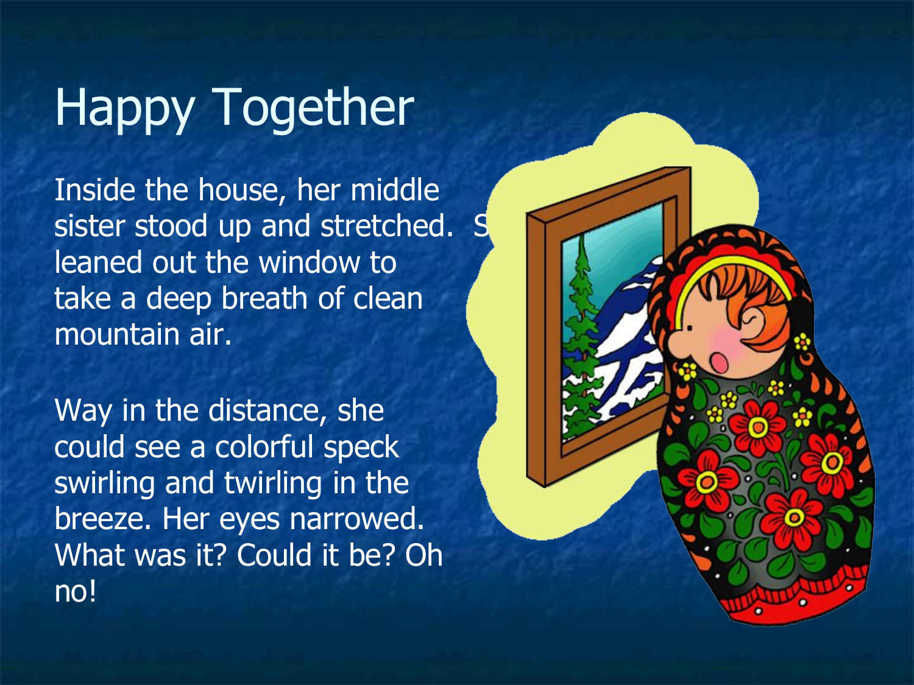# Happy Together

Inside the house, her middle sister stood up and stretched. S leaned out the window to take a deep breath of clean mountain air.

Way in the distance, she could see a colorful speck swirling and twirling in the breeze. Her eyes narrowed. What was it? Could it be? Oh no!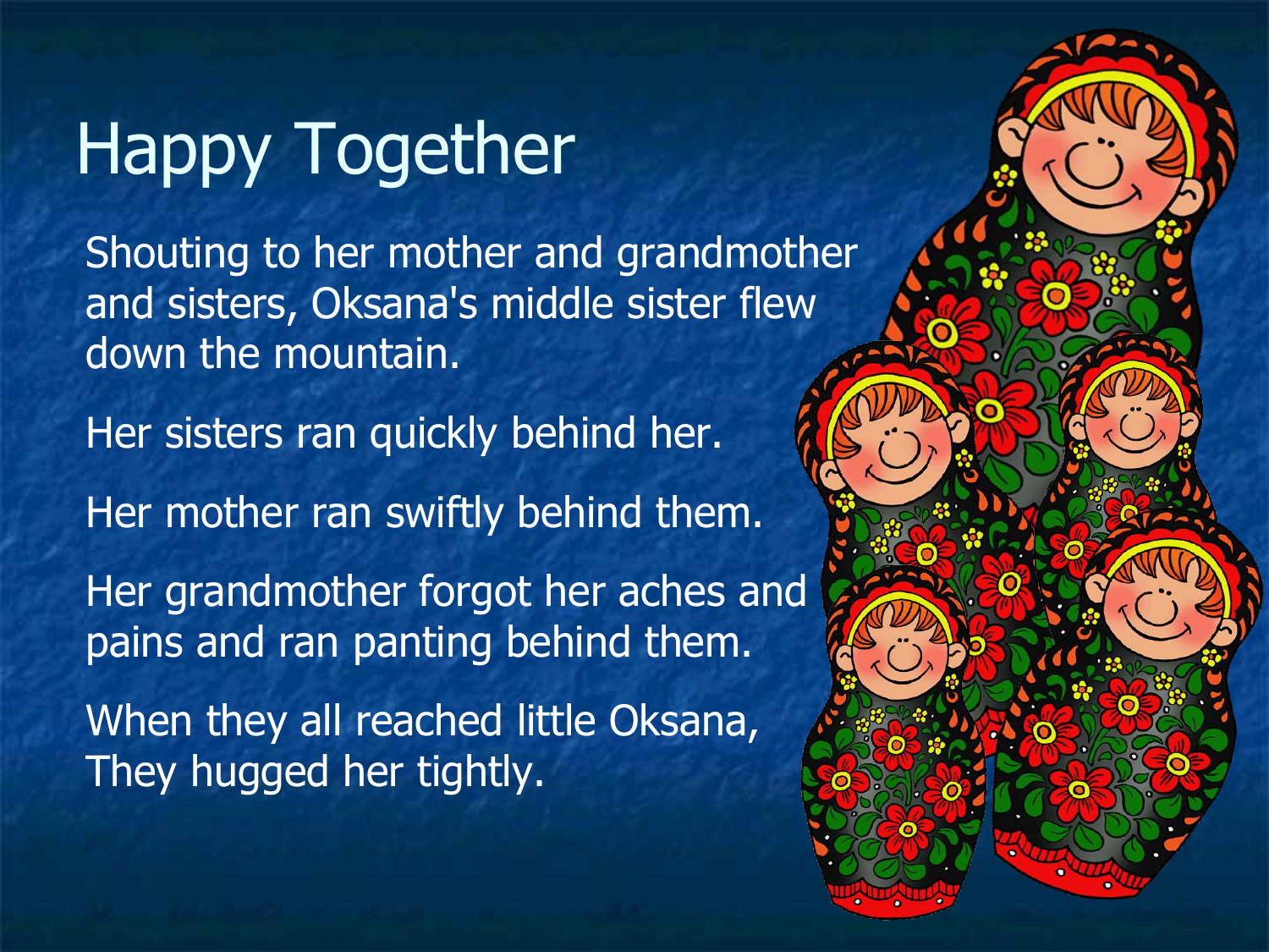# Happy Together

Shouting to her mother and grandmother and sisters, Oksana's middle sister flew down the mountain.

Her sisters ran quickly behind her.

Her mother ran swiftly behind them.

Her grandmother forgot her aches and pains and ran panting behind them.

When they all reached little Oksana,
They hugged her tightly.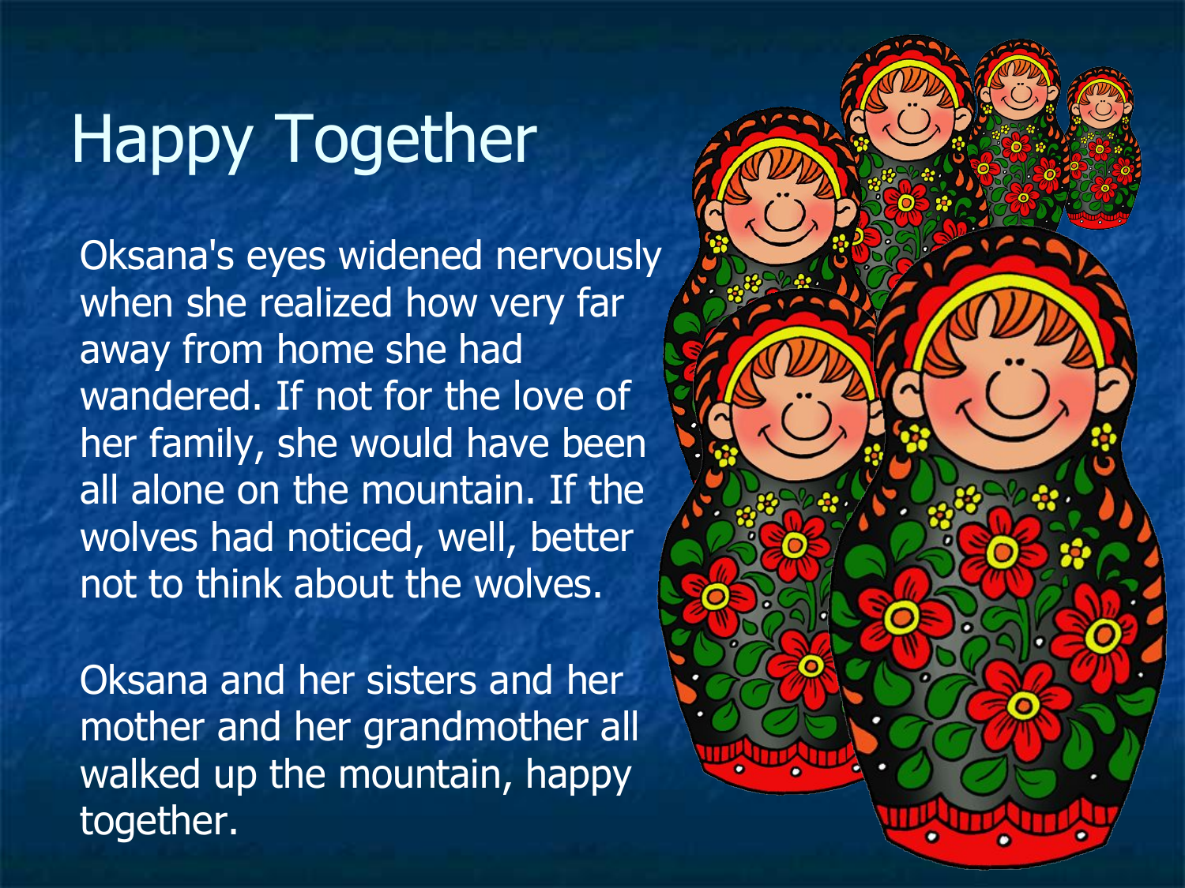# Happy Together

Oksana's eyes widened nervously when she realized how very far away from home she had wandered. If not for the love of her family, she would have been all alone on the mountain. If the wolves had noticed, well, better not to think about the wolves.

Oksana and her sisters and her mother and her grandmother all walked up the mountain, happy together.